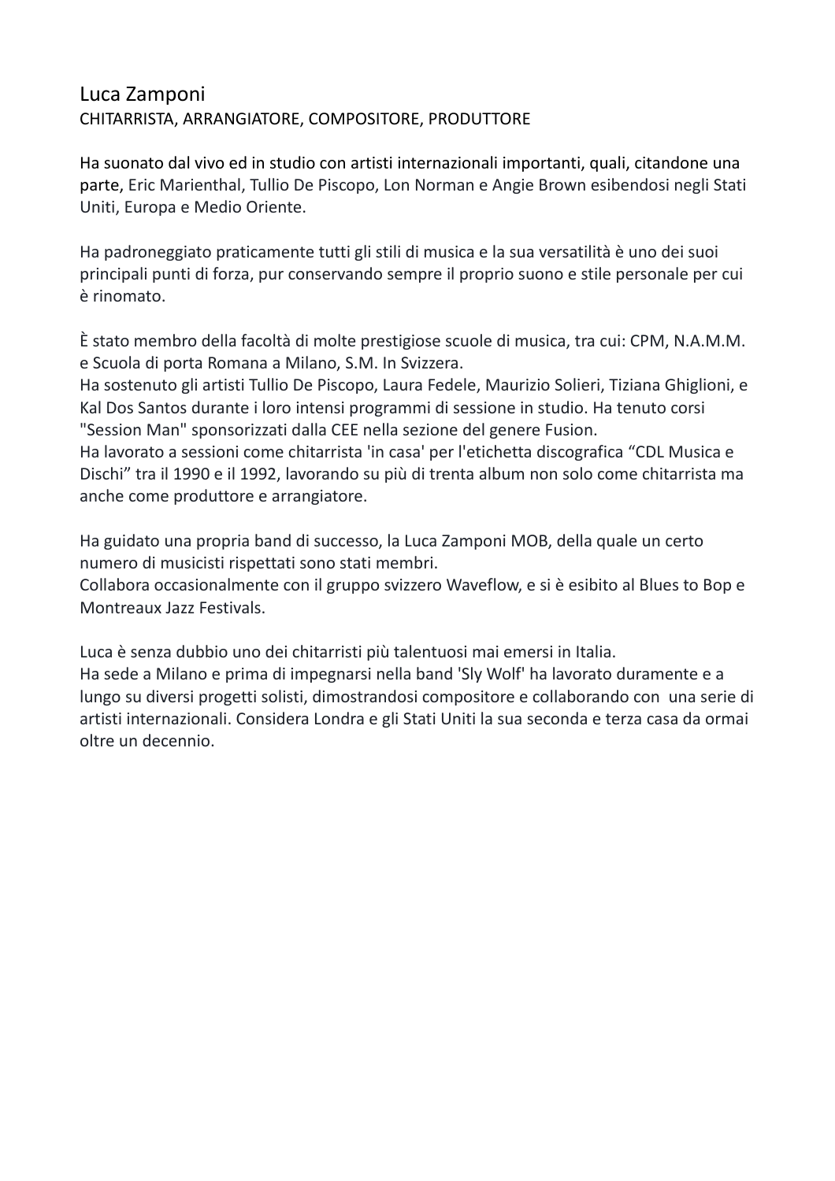# Luca Zamponi

CHITARRISTA, ARRANGIATORE, COMPOSITORE, PRODUTTORE

Ha suonato dal vivo ed in studio con artisti internazionali importanti, quali, citandone una parte, Eric Marienthal, Tullio De Piscopo, Lon Norman e Angie Brown esibendosi negli Stati Uniti, Europa e Medio Oriente.

Ha padroneggiato praticamente tutti gli stili di musica e la sua versatilità è uno dei suoi principali punti di forza, pur conservando sempre il proprio suono e stile personale per cui è rinomato.

È stato membro della facoltà di molte prestigiose scuole di musica, tra cui: CPM, N.A.M.M. e Scuola di porta Romana a Milano, S.M. In Svizzera.
Ha sostenuto gli artisti Tullio De Piscopo, Laura Fedele, Maurizio Solieri, Tiziana Ghiglioni, e Kal Dos Santos durante i loro intensi programmi di sessione in studio. Ha tenuto corsi "Session Man" sponsorizzati dalla CEE nella sezione del genere Fusion.
Ha lavorato a sessioni come chitarrista 'in casa' per l'etichetta discografica "CDL Musica e Dischi" tra il 1990 e il 1992, lavorando su più di trenta album non solo come chitarrista ma anche come produttore e arrangiatore.

Ha guidato una propria band di successo, la Luca Zamponi MOB, della quale un certo numero di musicisti rispettati sono stati membri.
Collabora occasionalmente con il gruppo svizzero Waveflow, e si è esibito al Blues to Bop e Montreaux Jazz Festivals.

Luca è senza dubbio uno dei chitarristi più talentuosi mai emersi in Italia.
Ha sede a Milano e prima di impegnarsi nella band 'Sly Wolf' ha lavorato duramente e a lungo su diversi progetti solisti, dimostrandosi compositore e collaborando con una serie di artisti internazionali. Considera Londra e gli Stati Uniti la sua seconda e terza casa da ormai oltre un decennio.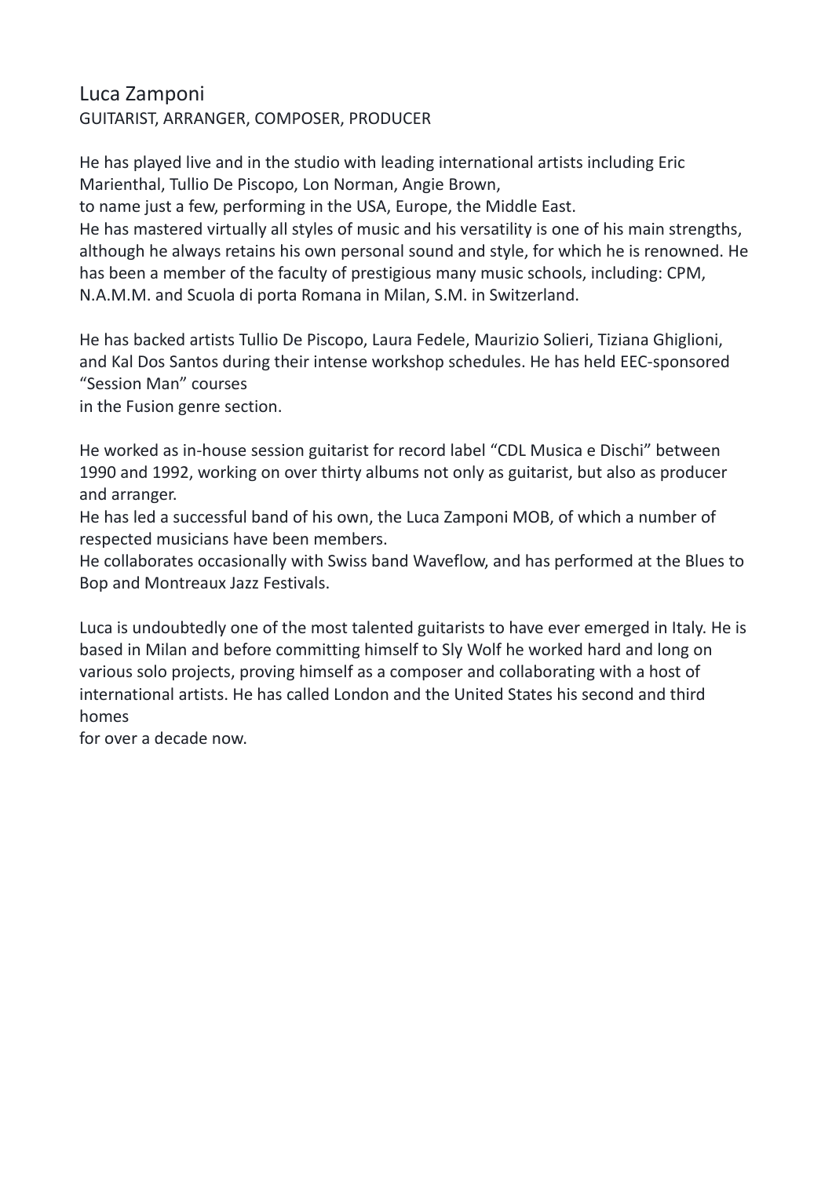# Luca Zamponi

GUITARIST, ARRANGER, COMPOSER, PRODUCER

He has played live and in the studio with leading international artists including Eric Marienthal, Tullio De Piscopo, Lon Norman, Angie Brown, to name just a few, performing in the USA, Europe, the Middle East.
He has mastered virtually all styles of music and his versatility is one of his main strengths, although he always retains his own personal sound and style, for which he is renowned. He has been a member of the faculty of prestigious many music schools, including: CPM, N.A.M.M. and Scuola di porta Romana in Milan, S.M. in Switzerland.

He has backed artists Tullio De Piscopo, Laura Fedele, Maurizio Solieri, Tiziana Ghiglioni, and Kal Dos Santos during their intense workshop schedules. He has held EEC-sponsored "Session Man" courses in the Fusion genre section.

He worked as in-house session guitarist for record label "CDL Musica e Dischi" between 1990 and 1992, working on over thirty albums not only as guitarist, but also as producer and arranger.
He has led a successful band of his own, the Luca Zamponi MOB, of which a number of respected musicians have been members.
He collaborates occasionally with Swiss band Waveflow, and has performed at the Blues to Bop and Montreaux Jazz Festivals.

Luca is undoubtedly one of the most talented guitarists to have ever emerged in Italy. He is based in Milan and before committing himself to Sly Wolf he worked hard and long on various solo projects, proving himself as a composer and collaborating with a host of international artists. He has called London and the United States his second and third homes for over a decade now.